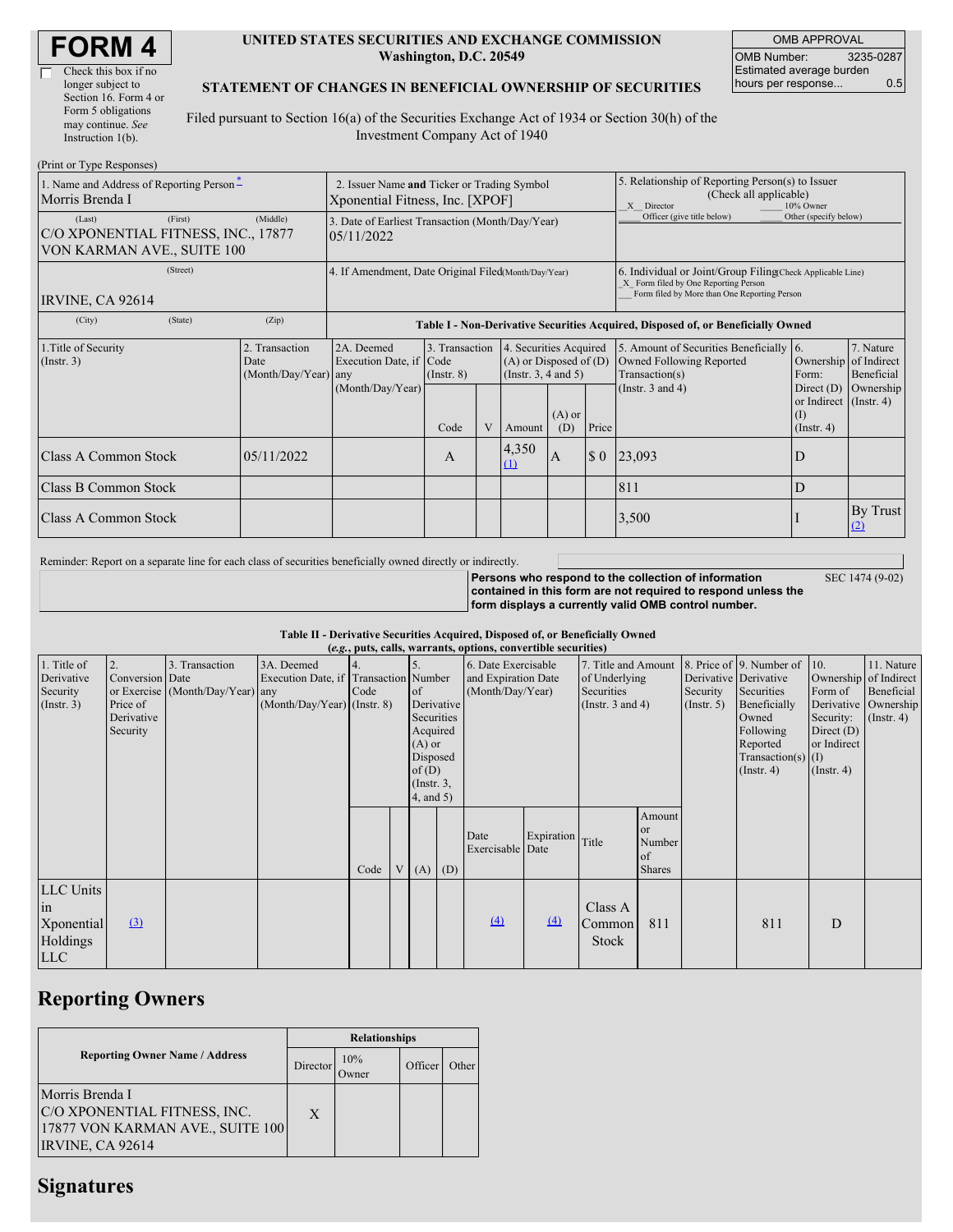# FORM 4

☐ Check this box if no longer subject to Section 16. Form 4 or Form 5 obligations may continue. *See* Instruction 1(b).

**UNITED STATES SECURITIES AND EXCHANGE COMMISSION**
**Washington, D.C. 20549**

**STATEMENT OF CHANGES IN BENEFICIAL OWNERSHIP OF SECURITIES**

Filed pursuant to Section 16(a) of the Securities Exchange Act of 1934 or Section 30(h) of the Investment Company Act of 1940

| OMB APPROVAL | |
|---|---|
| OMB Number: | 3235-0287 |
| Estimated average burden hours per response... | 0.5 |

(Print or Type Responses)

| 1. Name and Address of Reporting Person * | 2. Issuer Name **and** Ticker or Trading Symbol | 5. Relationship of Reporting Person(s) to Issuer (Check all applicable) |
|---|---|---|
| Morris Brenda I | Xponential Fitness, Inc. [XPOF] | X Director ___ 10% Owner ___ Officer (give title below) ___ Other (specify below) |
| (Last) (First) (Middle) C/O XPONENTIAL FITNESS, INC., 17877 VON KARMAN AVE., SUITE 100 | 3. Date of Earliest Transaction (Month/Day/Year) 05/11/2022 | |
| (Street) IRVINE, CA 92614 | 4. If Amendment, Date Original Filed (Month/Day/Year) | 6. Individual or Joint/Group Filing (Check Applicable Line) X Form filed by One Reporting Person ___ Form filed by More than One Reporting Person |
| (City) (State) (Zip) | | |

**Table I - Non-Derivative Securities Acquired, Disposed of, or Beneficially Owned**

| 1.Title of Security (Instr. 3) | 2. Transaction Date (Month/Day/Year) | 2A. Deemed Execution Date, if any (Month/Day/Year) | 3. Transaction Code (Instr. 8) | | 4. Securities Acquired (A) or Disposed of (D) (Instr. 3, 4 and 5) | | | 5. Amount of Securities Beneficially Owned Following Reported Transaction(s) (Instr. 3 and 4) | 6. Ownership Form: Direct (D) or Indirect (I) (Instr. 4) | 7. Nature of Indirect Beneficial Ownership (Instr. 4) |
|---|---|---|---|---|---|---|---|---|---|---|
| | | | Code | V | Amount | (A) or (D) | Price | | | |
| Class A Common Stock | 05/11/2022 | | A | | 4,350 (1) | A | $ 0 | 23,093 | D | |
| Class B Common Stock | | | | | | | | 811 | D | |
| Class A Common Stock | | | | | | | | 3,500 | I | By Trust (2) |

Reminder: Report on a separate line for each class of securities beneficially owned directly or indirectly.

**Persons who respond to the collection of information contained in this form are not required to respond unless the form displays a currently valid OMB control number.** SEC 1474 (9-02)

**Table II - Derivative Securities Acquired, Disposed of, or Beneficially Owned**
**(*e.g.*, puts, calls, warrants, options, convertible securities)**

| 1. Title of Derivative Security (Instr. 3) | 2. Conversion or Exercise Price of Derivative Security | 3. Transaction Date (Month/Day/Year) | 3A. Deemed Execution Date, if any (Month/Day/Year) | 4. Transaction Code (Instr. 8) | | 5. Number of Derivative Securities Acquired (A) or Disposed of (D) (Instr. 3, 4, and 5) | | 6. Date Exercisable and Expiration Date (Month/Day/Year) | | 7. Title and Amount of Underlying Securities (Instr. 3 and 4) | | 8. Price of Derivative Security (Instr. 5) | 9. Number of Derivative Securities Beneficially Owned Following Reported Transaction(s) (Instr. 4) | 10. Ownership Form of Derivative Security: Direct (D) or Indirect (I) (Instr. 4) | 11. Nature of Indirect Beneficial Ownership (Instr. 4) |
|---|---|---|---|---|---|---|---|---|---|---|---|---|---|---|---|
| | | | | Code | V | (A) | (D) | Date Exercisable | Expiration Date | Title | Amount or Number of Shares | | | | |
| LLC Units in Xponential Holdings LLC | (3) | | | | | | | (4) | (4) | Class A Common Stock | 811 | | 811 | D | |

## Reporting Owners

| Reporting Owner Name / Address | Relationships | | | |
|---|---|---|---|---|
| | Director | 10% Owner | Officer | Other |
| Morris Brenda I C/O XPONENTIAL FITNESS, INC. 17877 VON KARMAN AVE., SUITE 100 IRVINE, CA 92614 | X | | | |

## Signatures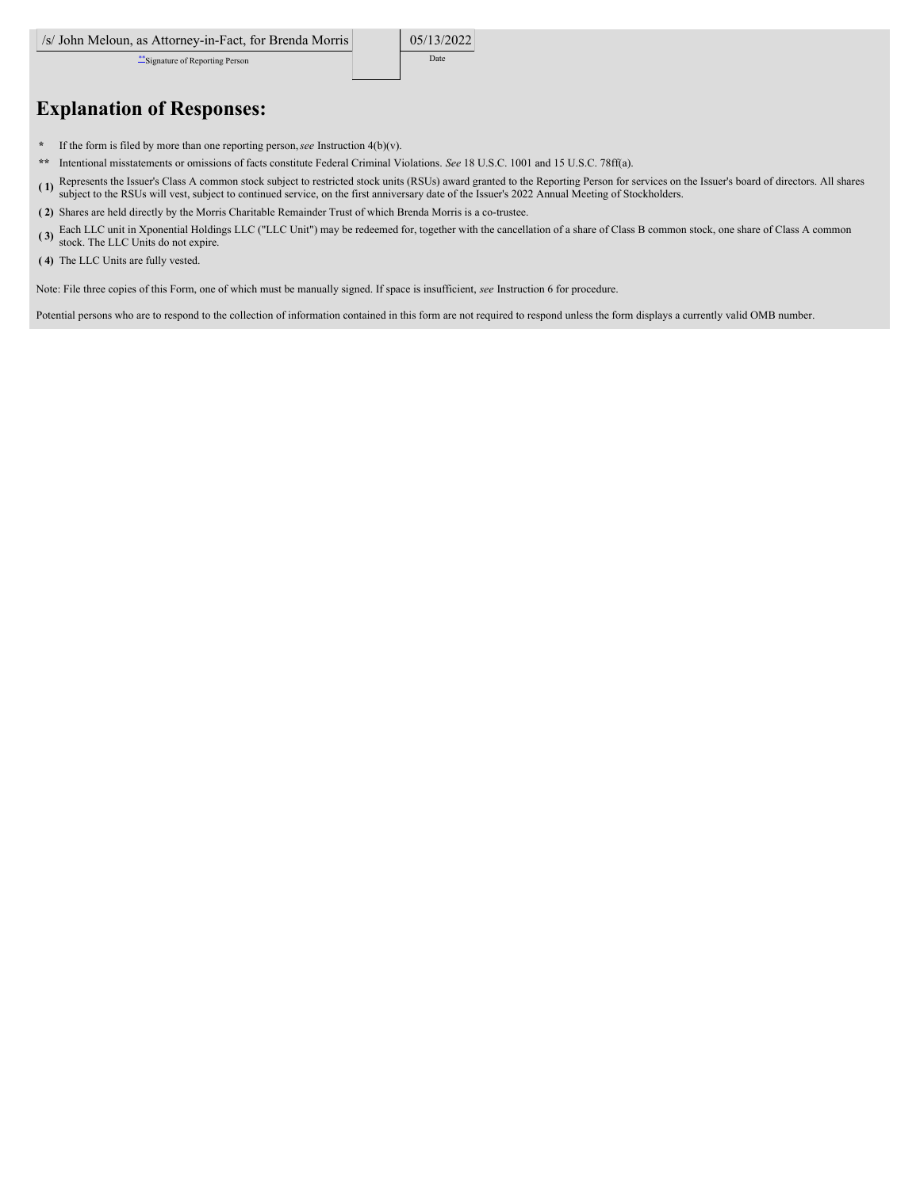| /s/ John Meloun, as Attorney-in-Fact, for Brenda Morris | | 05/13/2022 |
|---|---|---|
| **Signature of Reporting Person | | Date |

## Explanation of Responses:

\* If the form is filed by more than one reporting person, *see* Instruction 4(b)(v).

\*\* Intentional misstatements or omissions of facts constitute Federal Criminal Violations. *See* 18 U.S.C. 1001 and 15 U.S.C. 78ff(a).

**( 1)** Represents the Issuer's Class A common stock subject to restricted stock units (RSUs) award granted to the Reporting Person for services on the Issuer's board of directors. All shares subject to the RSUs will vest, subject to continued service, on the first anniversary date of the Issuer's 2022 Annual Meeting of Stockholders.

**( 2)** Shares are held directly by the Morris Charitable Remainder Trust of which Brenda Morris is a co-trustee.

**( 3)** Each LLC unit in Xponential Holdings LLC ("LLC Unit") may be redeemed for, together with the cancellation of a share of Class B common stock, one share of Class A common stock. The LLC Units do not expire.

**( 4)** The LLC Units are fully vested.

Note: File three copies of this Form, one of which must be manually signed. If space is insufficient, *see* Instruction 6 for procedure.

Potential persons who are to respond to the collection of information contained in this form are not required to respond unless the form displays a currently valid OMB number.